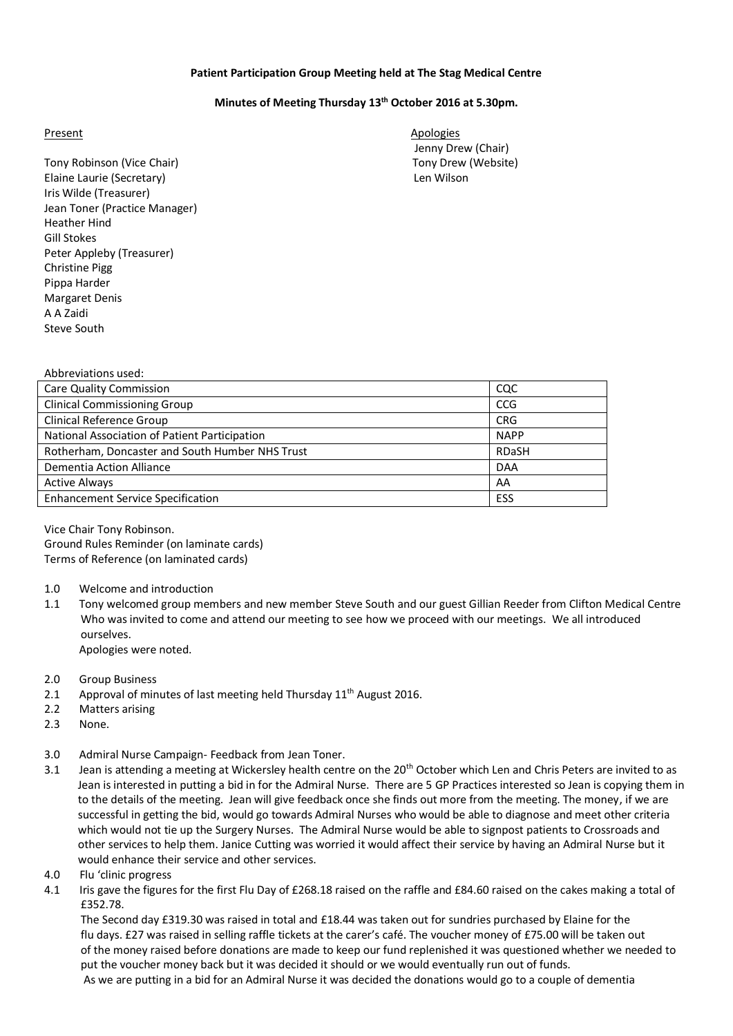**Patient Participation Group Meeting held at The Stag Medical Centre**

**Minutes of Meeting Thursday 13th October 2016 at 5.30pm.**

Present

Tony Robinson (Vice Chair)
Elaine Laurie (Secretary)
Iris Wilde (Treasurer)
Jean Toner (Practice Manager)
Heather Hind
Gill Stokes
Peter Appleby (Treasurer)
Christine Pigg
Pippa Harder
Margaret Denis
A A Zaidi
Steve South

Apologies

Jenny Drew (Chair)
Tony Drew (Website)
Len Wilson

Abbreviations used:

| | |
|---|---|
| Care Quality Commission | CQC |
| Clinical Commissioning Group | CCG |
| Clinical Reference Group | CRG |
| National Association of Patient Participation | NAPP |
| Rotherham, Doncaster and South Humber NHS Trust | RDaSH |
| Dementia Action Alliance | DAA |
| Active Always | AA |
| Enhancement Service Specification | ESS |

Vice Chair Tony Robinson.
Ground Rules Reminder (on laminate cards)
Terms of Reference (on laminated cards)

1.0 Welcome and introduction

1.1 Tony welcomed group members and new member Steve South and our guest Gillian Reeder from Clifton Medical Centre Who was invited to come and attend our meeting to see how we proceed with our meetings. We all introduced ourselves.
Apologies were noted.

2.0 Group Business

2.1 Approval of minutes of last meeting held Thursday 11th August 2016.

2.2 Matters arising

2.3 None.

3.0 Admiral Nurse Campaign- Feedback from Jean Toner.

3.1 Jean is attending a meeting at Wickersley health centre on the 20th October which Len and Chris Peters are invited to as Jean is interested in putting a bid in for the Admiral Nurse. There are 5 GP Practices interested so Jean is copying them in to the details of the meeting. Jean will give feedback once she finds out more from the meeting. The money, if we are successful in getting the bid, would go towards Admiral Nurses who would be able to diagnose and meet other criteria which would not tie up the Surgery Nurses. The Admiral Nurse would be able to signpost patients to Crossroads and other services to help them. Janice Cutting was worried it would affect their service by having an Admiral Nurse but it would enhance their service and other services.

4.0 Flu 'clinic progress

4.1 Iris gave the figures for the first Flu Day of £268.18 raised on the raffle and £84.60 raised on the cakes making a total of £352.78.
The Second day £319.30 was raised in total and £18.44 was taken out for sundries purchased by Elaine for the flu days. £27 was raised in selling raffle tickets at the carer's café. The voucher money of £75.00 will be taken out of the money raised before donations are made to keep our fund replenished it was questioned whether we needed to put the voucher money back but it was decided it should or we would eventually run out of funds.
As we are putting in a bid for an Admiral Nurse it was decided the donations would go to a couple of dementia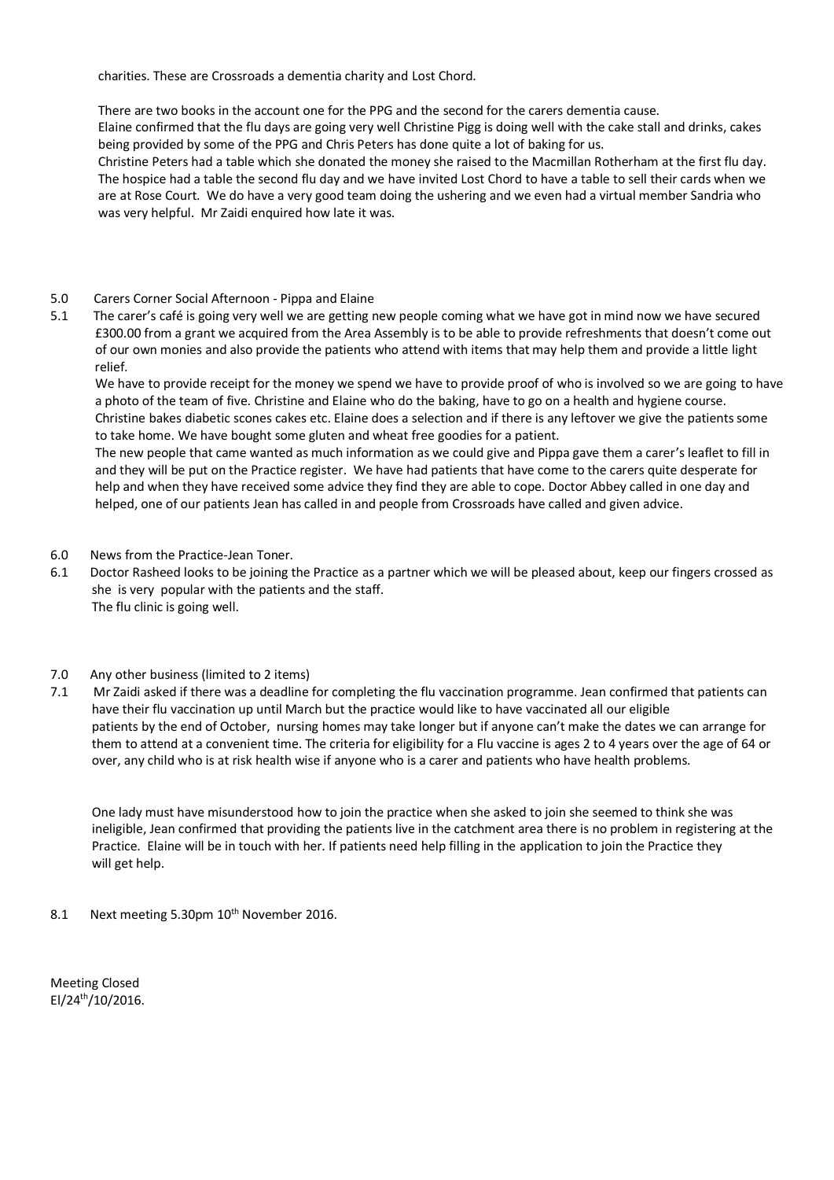charities. These are Crossroads a dementia charity and Lost Chord.

There are two books in the account one for the PPG and the second for the carers dementia cause.
Elaine confirmed that the flu days are going very well Christine Pigg is doing well with the cake stall and drinks, cakes being provided by some of the PPG and Chris Peters has done quite a lot of baking for us.
Christine Peters had a table which she donated the money she raised to the Macmillan Rotherham at the first flu day. The hospice had a table the second flu day and we have invited Lost Chord to have a table to sell their cards when we are at Rose Court. We do have a very good team doing the ushering and we even had a virtual member Sandria who was very helpful. Mr Zaidi enquired how late it was.

5.0 Carers Corner Social Afternoon - Pippa and Elaine

5.1 The carer's café is going very well we are getting new people coming what we have got in mind now we have secured £300.00 from a grant we acquired from the Area Assembly is to be able to provide refreshments that doesn't come out of our own monies and also provide the patients who attend with items that may help them and provide a little light relief.
We have to provide receipt for the money we spend we have to provide proof of who is involved so we are going to have a photo of the team of five. Christine and Elaine who do the baking, have to go on a health and hygiene course. Christine bakes diabetic scones cakes etc. Elaine does a selection and if there is any leftover we give the patients some to take home. We have bought some gluten and wheat free goodies for a patient.
The new people that came wanted as much information as we could give and Pippa gave them a carer's leaflet to fill in and they will be put on the Practice register. We have had patients that have come to the carers quite desperate for help and when they have received some advice they find they are able to cope. Doctor Abbey called in one day and helped, one of our patients Jean has called in and people from Crossroads have called and given advice.

6.0 News from the Practice-Jean Toner.

6.1 Doctor Rasheed looks to be joining the Practice as a partner which we will be pleased about, keep our fingers crossed as she is very popular with the patients and the staff.
The flu clinic is going well.

7.0 Any other business (limited to 2 items)

7.1 Mr Zaidi asked if there was a deadline for completing the flu vaccination programme. Jean confirmed that patients can have their flu vaccination up until March but the practice would like to have vaccinated all our eligible patients by the end of October, nursing homes may take longer but if anyone can't make the dates we can arrange for them to attend at a convenient time. The criteria for eligibility for a Flu vaccine is ages 2 to 4 years over the age of 64 or over, any child who is at risk health wise if anyone who is a carer and patients who have health problems.

One lady must have misunderstood how to join the practice when she asked to join she seemed to think she was ineligible, Jean confirmed that providing the patients live in the catchment area there is no problem in registering at the Practice. Elaine will be in touch with her. If patients need help filling in the application to join the Practice they will get help.

8.1 Next meeting 5.30pm 10th November 2016.

Meeting Closed
El/24th/10/2016.